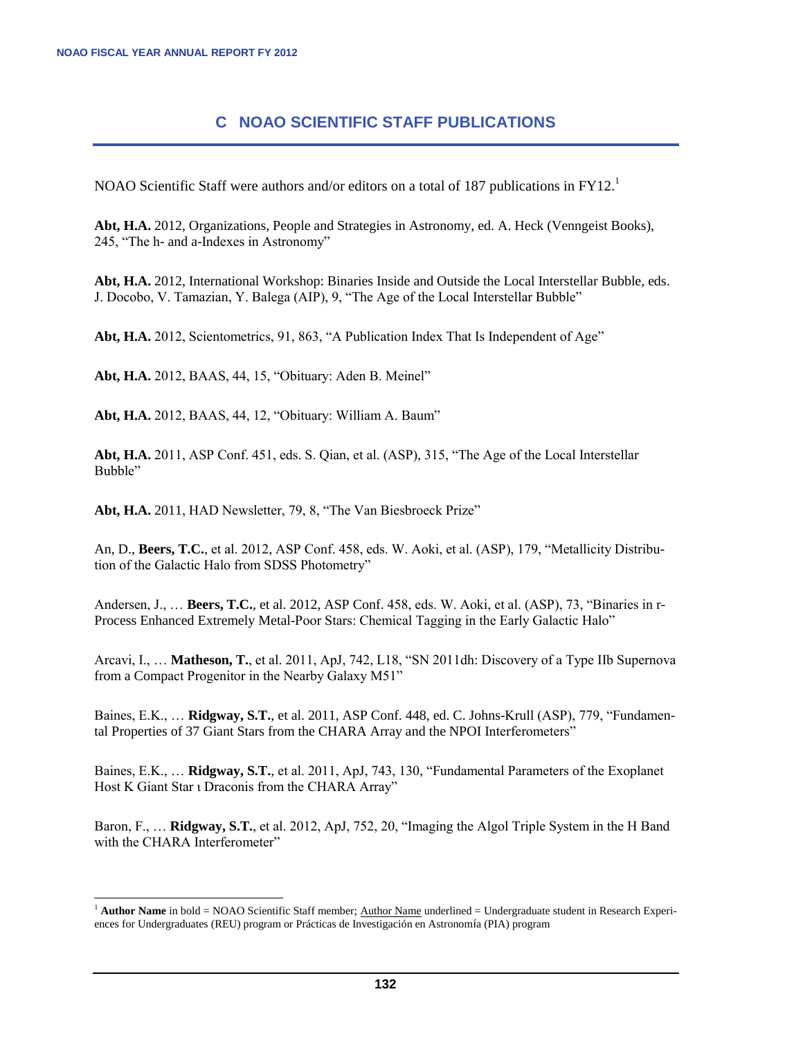# C NOAO SCIENTIFIC STAFF PUBLICATIONS

NOAO Scientific Staff were authors and/or editors on a total of 187 publications in FY12.[1]

**Abt, H.A.** 2012, Organizations, People and Strategies in Astronomy, ed. A. Heck (Venngeist Books), 245, "The h- and a-Indexes in Astronomy"

**Abt, H.A.** 2012, International Workshop: Binaries Inside and Outside the Local Interstellar Bubble, eds. J. Docobo, V. Tamazian, Y. Balega (AIP), 9, "The Age of the Local Interstellar Bubble"

**Abt, H.A.** 2012, Scientometrics, 91, 863, "A Publication Index That Is Independent of Age"

**Abt, H.A.** 2012, BAAS, 44, 15, "Obituary: Aden B. Meinel"

**Abt, H.A.** 2012, BAAS, 44, 12, "Obituary: William A. Baum"

**Abt, H.A.** 2011, ASP Conf. 451, eds. S. Qian, et al. (ASP), 315, "The Age of the Local Interstellar Bubble"

**Abt, H.A.** 2011, HAD Newsletter, 79, 8, "The Van Biesbroeck Prize"

An, D., **Beers, T.C.**, et al. 2012, ASP Conf. 458, eds. W. Aoki, et al. (ASP), 179, "Metallicity Distribution of the Galactic Halo from SDSS Photometry"

Andersen, J., … **Beers, T.C.**, et al. 2012, ASP Conf. 458, eds. W. Aoki, et al. (ASP), 73, "Binaries in r-Process Enhanced Extremely Metal-Poor Stars: Chemical Tagging in the Early Galactic Halo"

Arcavi, I., … **Matheson, T.**, et al. 2011, ApJ, 742, L18, "SN 2011dh: Discovery of a Type IIb Supernova from a Compact Progenitor in the Nearby Galaxy M51"

Baines, E.K., … **Ridgway, S.T.**, et al. 2011, ASP Conf. 448, ed. C. Johns-Krull (ASP), 779, "Fundamental Properties of 37 Giant Stars from the CHARA Array and the NPOI Interferometers"

Baines, E.K., … **Ridgway, S.T.**, et al. 2011, ApJ, 743, 130, "Fundamental Parameters of the Exoplanet Host K Giant Star ι Draconis from the CHARA Array"

Baron, F., … **Ridgway, S.T.**, et al. 2012, ApJ, 752, 20, "Imaging the Algol Triple System in the H Band with the CHARA Interferometer"

[1] **Author Name** in bold = NOAO Scientific Staff member; Author Name underlined = Undergraduate student in Research Experiences for Undergraduates (REU) program or Prácticas de Investigación en Astronomía (PIA) program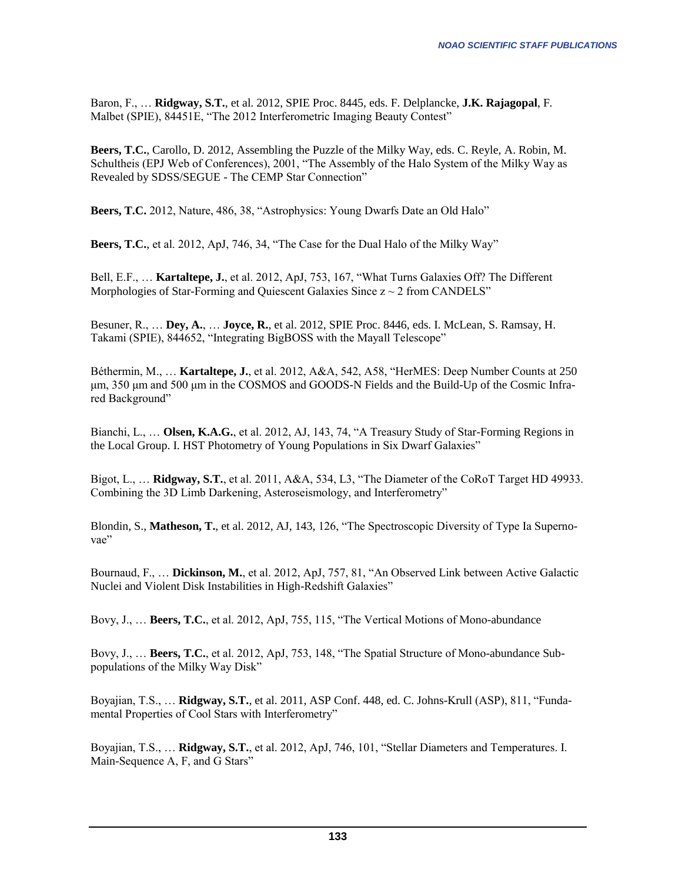Baron, F., … **Ridgway, S.T.**, et al. 2012, SPIE Proc. 8445, eds. F. Delplancke, **J.K. Rajagopal**, F. Malbet (SPIE), 84451E, “The 2012 Interferometric Imaging Beauty Contest”

**Beers, T.C.**, Carollo, D. 2012, Assembling the Puzzle of the Milky Way, eds. C. Reyle, A. Robin, M. Schultheis (EPJ Web of Conferences), 2001, “The Assembly of the Halo System of the Milky Way as Revealed by SDSS/SEGUE - The CEMP Star Connection”

**Beers, T.C.** 2012, Nature, 486, 38, “Astrophysics: Young Dwarfs Date an Old Halo”

**Beers, T.C.**, et al. 2012, ApJ, 746, 34, “The Case for the Dual Halo of the Milky Way”

Bell, E.F., … **Kartaltepe, J.**, et al. 2012, ApJ, 753, 167, “What Turns Galaxies Off? The Different Morphologies of Star-Forming and Quiescent Galaxies Since z ~ 2 from CANDELS”

Besuner, R., … **Dey, A.**, … **Joyce, R.**, et al. 2012, SPIE Proc. 8446, eds. I. McLean, S. Ramsay, H. Takami (SPIE), 844652, “Integrating BigBOSS with the Mayall Telescope”

Béthermin, M., … **Kartaltepe, J.**, et al. 2012, A&A, 542, A58, “HerMES: Deep Number Counts at 250 μm, 350 μm and 500 μm in the COSMOS and GOODS-N Fields and the Build-Up of the Cosmic Infrared Background”

Bianchi, L., … **Olsen, K.A.G.**, et al. 2012, AJ, 143, 74, “A Treasury Study of Star-Forming Regions in the Local Group. I. HST Photometry of Young Populations in Six Dwarf Galaxies”

Bigot, L., … **Ridgway, S.T.**, et al. 2011, A&A, 534, L3, “The Diameter of the CoRoT Target HD 49933. Combining the 3D Limb Darkening, Asteroseismology, and Interferometry”

Blondin, S., **Matheson, T.**, et al. 2012, AJ, 143, 126, “The Spectroscopic Diversity of Type Ia Supernovae”

Bournaud, F., … **Dickinson, M.**, et al. 2012, ApJ, 757, 81, “An Observed Link between Active Galactic Nuclei and Violent Disk Instabilities in High-Redshift Galaxies”

Bovy, J., … **Beers, T.C.**, et al. 2012, ApJ, 755, 115, “The Vertical Motions of Mono-abundance

Bovy, J., … **Beers, T.C.**, et al. 2012, ApJ, 753, 148, “The Spatial Structure of Mono-abundance Sub-populations of the Milky Way Disk”

Boyajian, T.S., … **Ridgway, S.T.**, et al. 2011, ASP Conf. 448, ed. C. Johns-Krull (ASP), 811, “Fundamental Properties of Cool Stars with Interferometry”

Boyajian, T.S., … **Ridgway, S.T.**, et al. 2012, ApJ, 746, 101, “Stellar Diameters and Temperatures. I. Main-Sequence A, F, and G Stars”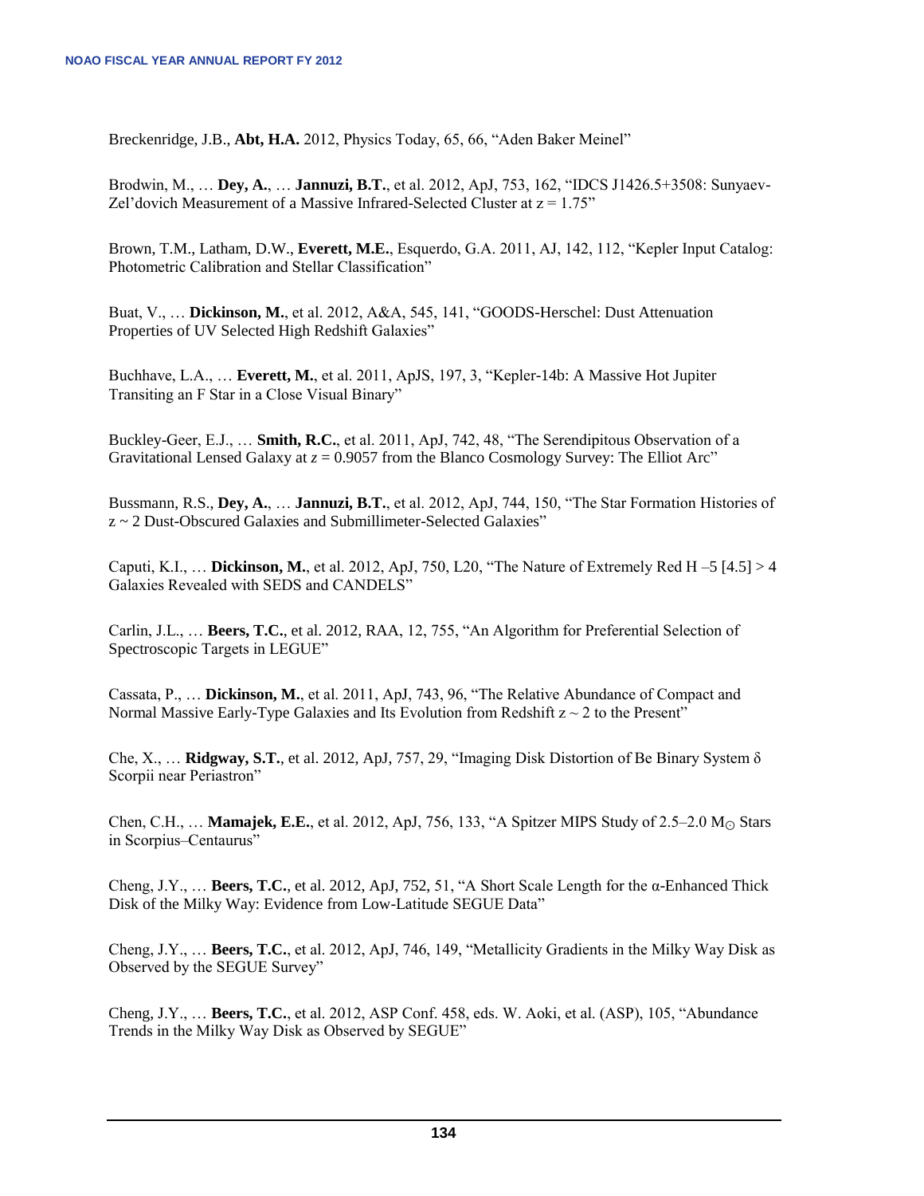Breckenridge, J.B., **Abt, H.A.** 2012, Physics Today, 65, 66, "Aden Baker Meinel"

Brodwin, M., … **Dey, A.**, … **Jannuzi, B.T.**, et al. 2012, ApJ, 753, 162, "IDCS J1426.5+3508: Sunyaev-Zel'dovich Measurement of a Massive Infrared-Selected Cluster at z = 1.75"

Brown, T.M., Latham, D.W., **Everett, M.E.**, Esquerdo, G.A. 2011, AJ, 142, 112, "Kepler Input Catalog: Photometric Calibration and Stellar Classification"

Buat, V., … **Dickinson, M.**, et al. 2012, A&A, 545, 141, "GOODS-Herschel: Dust Attenuation Properties of UV Selected High Redshift Galaxies"

Buchhave, L.A., … **Everett, M.**, et al. 2011, ApJS, 197, 3, "Kepler-14b: A Massive Hot Jupiter Transiting an F Star in a Close Visual Binary"

Buckley-Geer, E.J., … **Smith, R.C.**, et al. 2011, ApJ, 742, 48, "The Serendipitous Observation of a Gravitational Lensed Galaxy at *z* = 0.9057 from the Blanco Cosmology Survey: The Elliot Arc"

Bussmann, R.S., **Dey, A.**, … **Jannuzi, B.T.**, et al. 2012, ApJ, 744, 150, "The Star Formation Histories of z ~ 2 Dust-Obscured Galaxies and Submillimeter-Selected Galaxies"

Caputi, K.I., … **Dickinson, M.**, et al. 2012, ApJ, 750, L20, "The Nature of Extremely Red H –5 [4.5] > 4 Galaxies Revealed with SEDS and CANDELS"

Carlin, J.L., … **Beers, T.C.**, et al. 2012, RAA, 12, 755, "An Algorithm for Preferential Selection of Spectroscopic Targets in LEGUE"

Cassata, P., … **Dickinson, M.**, et al. 2011, ApJ, 743, 96, "The Relative Abundance of Compact and Normal Massive Early-Type Galaxies and Its Evolution from Redshift z ~ 2 to the Present"

Che, X., … **Ridgway, S.T.**, et al. 2012, ApJ, 757, 29, "Imaging Disk Distortion of Be Binary System δ Scorpii near Periastron"

Chen, C.H., … **Mamajek, E.E.**, et al. 2012, ApJ, 756, 133, "A Spitzer MIPS Study of 2.5–2.0 $M_{\odot}$ Stars in Scorpius–Centaurus"

Cheng, J.Y., … **Beers, T.C.**, et al. 2012, ApJ, 752, 51, "A Short Scale Length for the α-Enhanced Thick Disk of the Milky Way: Evidence from Low-Latitude SEGUE Data"

Cheng, J.Y., … **Beers, T.C.**, et al. 2012, ApJ, 746, 149, "Metallicity Gradients in the Milky Way Disk as Observed by the SEGUE Survey"

Cheng, J.Y., … **Beers, T.C.**, et al. 2012, ASP Conf. 458, eds. W. Aoki, et al. (ASP), 105, "Abundance Trends in the Milky Way Disk as Observed by SEGUE"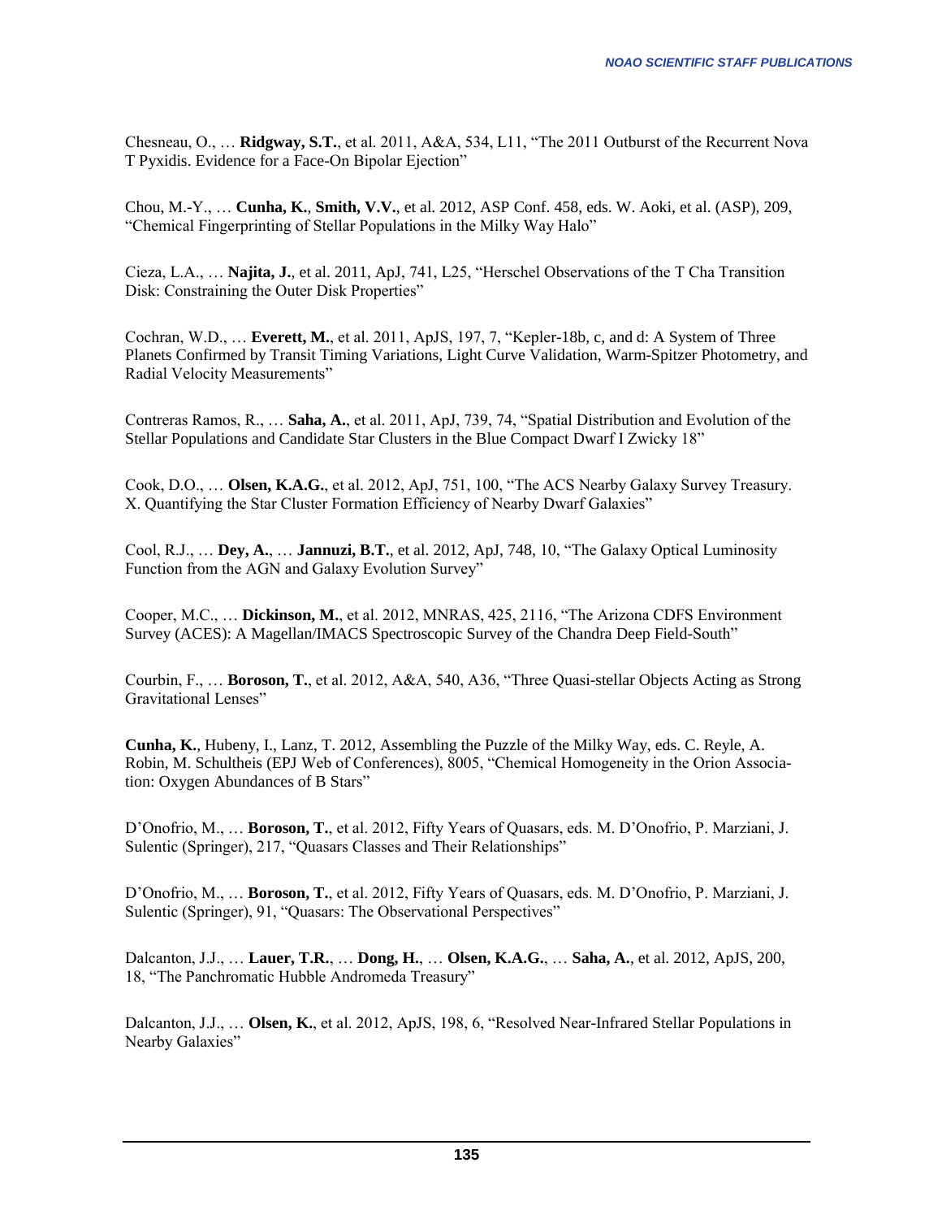Chesneau, O., … **Ridgway, S.T.**, et al. 2011, A&A, 534, L11, "The 2011 Outburst of the Recurrent Nova T Pyxidis. Evidence for a Face-On Bipolar Ejection"

Chou, M.-Y., … **Cunha, K.**, **Smith, V.V.**, et al. 2012, ASP Conf. 458, eds. W. Aoki, et al. (ASP), 209, "Chemical Fingerprinting of Stellar Populations in the Milky Way Halo"

Cieza, L.A., … **Najita, J.**, et al. 2011, ApJ, 741, L25, "Herschel Observations of the T Cha Transition Disk: Constraining the Outer Disk Properties"

Cochran, W.D., … **Everett, M.**, et al. 2011, ApJS, 197, 7, "Kepler-18b, c, and d: A System of Three Planets Confirmed by Transit Timing Variations, Light Curve Validation, Warm-Spitzer Photometry, and Radial Velocity Measurements"

Contreras Ramos, R., … **Saha, A.**, et al. 2011, ApJ, 739, 74, "Spatial Distribution and Evolution of the Stellar Populations and Candidate Star Clusters in the Blue Compact Dwarf I Zwicky 18"

Cook, D.O., … **Olsen, K.A.G.**, et al. 2012, ApJ, 751, 100, "The ACS Nearby Galaxy Survey Treasury. X. Quantifying the Star Cluster Formation Efficiency of Nearby Dwarf Galaxies"

Cool, R.J., … **Dey, A.**, … **Jannuzi, B.T.**, et al. 2012, ApJ, 748, 10, "The Galaxy Optical Luminosity Function from the AGN and Galaxy Evolution Survey"

Cooper, M.C., … **Dickinson, M.**, et al. 2012, MNRAS, 425, 2116, "The Arizona CDFS Environment Survey (ACES): A Magellan/IMACS Spectroscopic Survey of the Chandra Deep Field-South"

Courbin, F., … **Boroson, T.**, et al. 2012, A&A, 540, A36, "Three Quasi-stellar Objects Acting as Strong Gravitational Lenses"

**Cunha, K.**, Hubeny, I., Lanz, T. 2012, Assembling the Puzzle of the Milky Way, eds. C. Reyle, A. Robin, M. Schultheis (EPJ Web of Conferences), 8005, "Chemical Homogeneity in the Orion Association: Oxygen Abundances of B Stars"

D'Onofrio, M., … **Boroson, T.**, et al. 2012, Fifty Years of Quasars, eds. M. D'Onofrio, P. Marziani, J. Sulentic (Springer), 217, "Quasars Classes and Their Relationships"

D'Onofrio, M., … **Boroson, T.**, et al. 2012, Fifty Years of Quasars, eds. M. D'Onofrio, P. Marziani, J. Sulentic (Springer), 91, "Quasars: The Observational Perspectives"

Dalcanton, J.J., … **Lauer, T.R.**, … **Dong, H.**, … **Olsen, K.A.G.**, … **Saha, A.**, et al. 2012, ApJS, 200, 18, "The Panchromatic Hubble Andromeda Treasury"

Dalcanton, J.J., … **Olsen, K.**, et al. 2012, ApJS, 198, 6, "Resolved Near-Infrared Stellar Populations in Nearby Galaxies"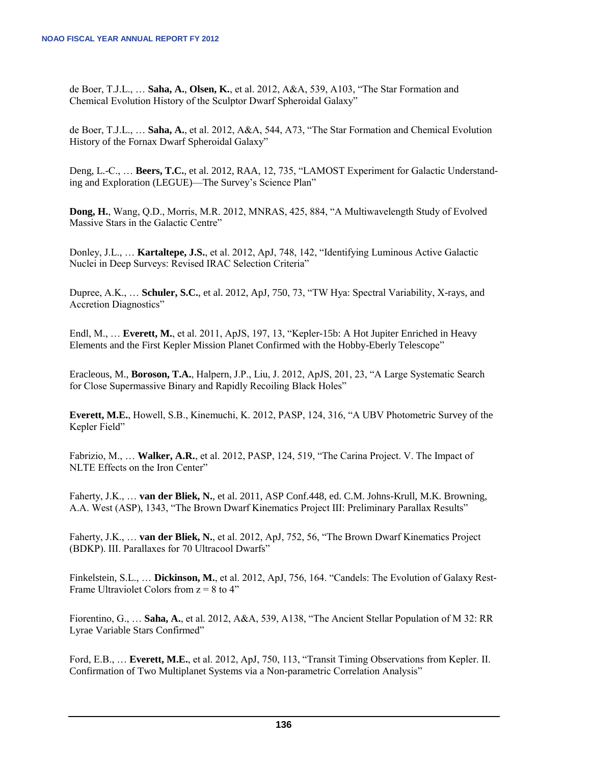de Boer, T.J.L., … **Saha, A.**, **Olsen, K.**, et al. 2012, A&A, 539, A103, "The Star Formation and Chemical Evolution History of the Sculptor Dwarf Spheroidal Galaxy"

de Boer, T.J.L., … **Saha, A.**, et al. 2012, A&A, 544, A73, "The Star Formation and Chemical Evolution History of the Fornax Dwarf Spheroidal Galaxy"

Deng, L.-C., … **Beers, T.C.**, et al. 2012, RAA, 12, 735, "LAMOST Experiment for Galactic Understanding and Exploration (LEGUE)—The Survey's Science Plan"

**Dong, H.**, Wang, Q.D., Morris, M.R. 2012, MNRAS, 425, 884, "A Multiwavelength Study of Evolved Massive Stars in the Galactic Centre"

Donley, J.L., … **Kartaltepe, J.S.**, et al. 2012, ApJ, 748, 142, "Identifying Luminous Active Galactic Nuclei in Deep Surveys: Revised IRAC Selection Criteria"

Dupree, A.K., … **Schuler, S.C.**, et al. 2012, ApJ, 750, 73, "TW Hya: Spectral Variability, X-rays, and Accretion Diagnostics"

Endl, M., … **Everett, M.**, et al. 2011, ApJS, 197, 13, "Kepler-15b: A Hot Jupiter Enriched in Heavy Elements and the First Kepler Mission Planet Confirmed with the Hobby-Eberly Telescope"

Eracleous, M., **Boroson, T.A.**, Halpern, J.P., Liu, J. 2012, ApJS, 201, 23, "A Large Systematic Search for Close Supermassive Binary and Rapidly Recoiling Black Holes"

**Everett, M.E.**, Howell, S.B., Kinemuchi, K. 2012, PASP, 124, 316, "A UBV Photometric Survey of the Kepler Field"

Fabrizio, M., … **Walker, A.R.**, et al. 2012, PASP, 124, 519, "The Carina Project. V. The Impact of NLTE Effects on the Iron Center"

Faherty, J.K., … **van der Bliek, N.**, et al. 2011, ASP Conf.448, ed. C.M. Johns-Krull, M.K. Browning, A.A. West (ASP), 1343, "The Brown Dwarf Kinematics Project III: Preliminary Parallax Results"

Faherty, J.K., … **van der Bliek, N.**, et al. 2012, ApJ, 752, 56, "The Brown Dwarf Kinematics Project (BDKP). III. Parallaxes for 70 Ultracool Dwarfs"

Finkelstein, S.L., … **Dickinson, M.**, et al. 2012, ApJ, 756, 164. "Candels: The Evolution of Galaxy Rest-Frame Ultraviolet Colors from z = 8 to 4"

Fiorentino, G., … **Saha, A.**, et al. 2012, A&A, 539, A138, "The Ancient Stellar Population of M 32: RR Lyrae Variable Stars Confirmed"

Ford, E.B., … **Everett, M.E.**, et al. 2012, ApJ, 750, 113, "Transit Timing Observations from Kepler. II. Confirmation of Two Multiplanet Systems via a Non-parametric Correlation Analysis"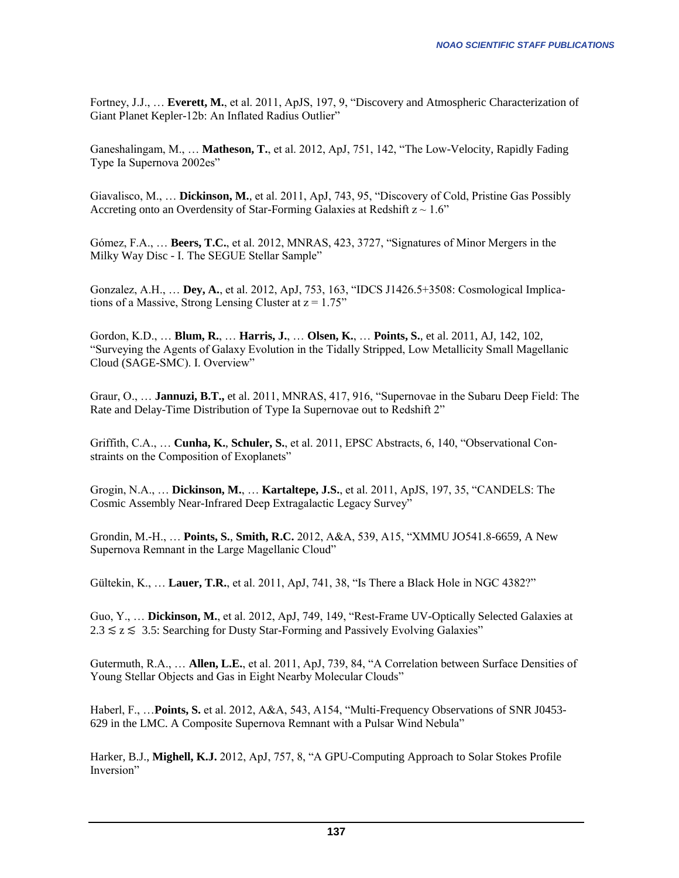Fortney, J.J., … **Everett, M.**, et al. 2011, ApJS, 197, 9, "Discovery and Atmospheric Characterization of Giant Planet Kepler-12b: An Inflated Radius Outlier"

Ganeshalingam, M., … **Matheson, T.**, et al. 2012, ApJ, 751, 142, "The Low-Velocity, Rapidly Fading Type Ia Supernova 2002es"

Giavalisco, M., … **Dickinson, M.**, et al. 2011, ApJ, 743, 95, "Discovery of Cold, Pristine Gas Possibly Accreting onto an Overdensity of Star-Forming Galaxies at Redshift $z \sim 1.6$"

Gómez, F.A., … **Beers, T.C.**, et al. 2012, MNRAS, 423, 3727, "Signatures of Minor Mergers in the Milky Way Disc - I. The SEGUE Stellar Sample"

Gonzalez, A.H., … **Dey, A.**, et al. 2012, ApJ, 753, 163, "IDCS J1426.5+3508: Cosmological Implications of a Massive, Strong Lensing Cluster at $z = 1.75$"

Gordon, K.D., … **Blum, R.**, … **Harris, J.**, … **Olsen, K.**, … **Points, S.**, et al. 2011, AJ, 142, 102, "Surveying the Agents of Galaxy Evolution in the Tidally Stripped, Low Metallicity Small Magellanic Cloud (SAGE-SMC). I. Overview"

Graur, O., … **Jannuzi, B.T.,** et al. 2011, MNRAS, 417, 916, "Supernovae in the Subaru Deep Field: The Rate and Delay-Time Distribution of Type Ia Supernovae out to Redshift 2"

Griffith, C.A., … **Cunha, K.**, **Schuler, S.**, et al. 2011, EPSC Abstracts, 6, 140, "Observational Constraints on the Composition of Exoplanets"

Grogin, N.A., … **Dickinson, M.**, … **Kartaltepe, J.S.**, et al. 2011, ApJS, 197, 35, "CANDELS: The Cosmic Assembly Near-Infrared Deep Extragalactic Legacy Survey"

Grondin, M.-H., … **Points, S.**, **Smith, R.C.** 2012, A&A, 539, A15, "XMMU JO541.8-6659, A New Supernova Remnant in the Large Magellanic Cloud"

Gültekin, K., … **Lauer, T.R.**, et al. 2011, ApJ, 741, 38, "Is There a Black Hole in NGC 4382?"

Guo, Y., … **Dickinson, M.**, et al. 2012, ApJ, 749, 149, "Rest-Frame UV-Optically Selected Galaxies at $2.3 \lesssim z \lesssim 3.5$: Searching for Dusty Star-Forming and Passively Evolving Galaxies"

Gutermuth, R.A., … **Allen, L.E.**, et al. 2011, ApJ, 739, 84, "A Correlation between Surface Densities of Young Stellar Objects and Gas in Eight Nearby Molecular Clouds"

Haberl, F., …**Points, S.** et al. 2012, A&A, 543, A154, "Multi-Frequency Observations of SNR J0453-629 in the LMC. A Composite Supernova Remnant with a Pulsar Wind Nebula"

Harker, B.J., **Mighell, K.J.** 2012, ApJ, 757, 8, "A GPU-Computing Approach to Solar Stokes Profile Inversion"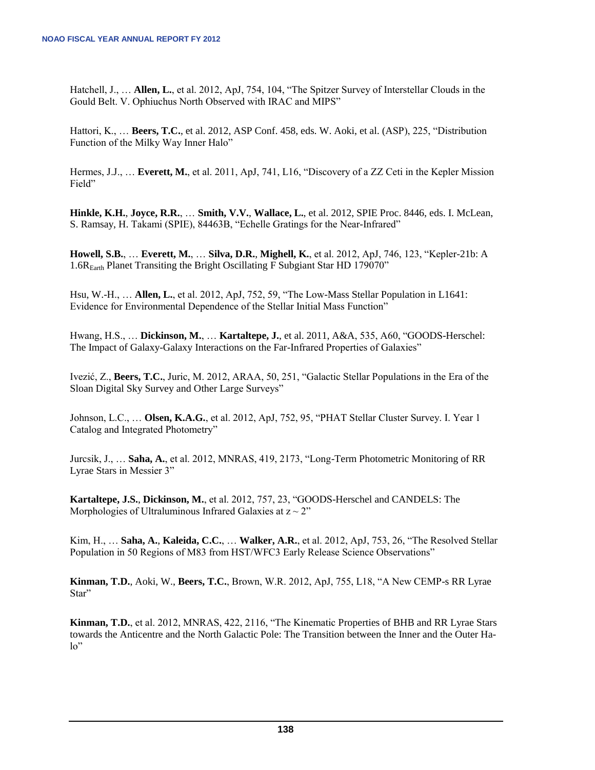Hatchell, J., … **Allen, L.**, et al. 2012, ApJ, 754, 104, “The Spitzer Survey of Interstellar Clouds in the Gould Belt. V. Ophiuchus North Observed with IRAC and MIPS”

Hattori, K., … **Beers, T.C.**, et al. 2012, ASP Conf. 458, eds. W. Aoki, et al. (ASP), 225, “Distribution Function of the Milky Way Inner Halo”

Hermes, J.J., … **Everett, M.**, et al. 2011, ApJ, 741, L16, “Discovery of a ZZ Ceti in the Kepler Mission Field”

**Hinkle, K.H.**, **Joyce, R.R.**, … **Smith, V.V.**, **Wallace, L.**, et al. 2012, SPIE Proc. 8446, eds. I. McLean, S. Ramsay, H. Takami (SPIE), 84463B, “Echelle Gratings for the Near-Infrared”

**Howell, S.B.**, … **Everett, M.**, … **Silva, D.R.**, **Mighell, K.**, et al. 2012, ApJ, 746, 123, “Kepler-21b: A $1.6R_{Earth}$ Planet Transiting the Bright Oscillating F Subgiant Star HD 179070”

Hsu, W.-H., … **Allen, L.**, et al. 2012, ApJ, 752, 59, “The Low-Mass Stellar Population in L1641: Evidence for Environmental Dependence of the Stellar Initial Mass Function”

Hwang, H.S., … **Dickinson, M.**, … **Kartaltepe, J.**, et al. 2011, A&A, 535, A60, “GOODS-Herschel: The Impact of Galaxy-Galaxy Interactions on the Far-Infrared Properties of Galaxies”

Ivezić, Z., **Beers, T.C.**, Juric, M. 2012, ARAA, 50, 251, “Galactic Stellar Populations in the Era of the Sloan Digital Sky Survey and Other Large Surveys”

Johnson, L.C., … **Olsen, K.A.G.**, et al. 2012, ApJ, 752, 95, “PHAT Stellar Cluster Survey. I. Year 1 Catalog and Integrated Photometry”

Jurcsik, J., … **Saha, A.**, et al. 2012, MNRAS, 419, 2173, “Long-Term Photometric Monitoring of RR Lyrae Stars in Messier 3”

**Kartaltepe, J.S.**, **Dickinson, M.**, et al. 2012, 757, 23, “GOODS-Herschel and CANDELS: The Morphologies of Ultraluminous Infrared Galaxies at $z \sim 2$”

Kim, H., … **Saha, A.**, **Kaleida, C.C.**, … **Walker, A.R.**, et al. 2012, ApJ, 753, 26, “The Resolved Stellar Population in 50 Regions of M83 from HST/WFC3 Early Release Science Observations”

**Kinman, T.D.**, Aoki, W., **Beers, T.C.**, Brown, W.R. 2012, ApJ, 755, L18, “A New CEMP-s RR Lyrae Star”

**Kinman, T.D.**, et al. 2012, MNRAS, 422, 2116, “The Kinematic Properties of BHB and RR Lyrae Stars towards the Anticentre and the North Galactic Pole: The Transition between the Inner and the Outer Halo”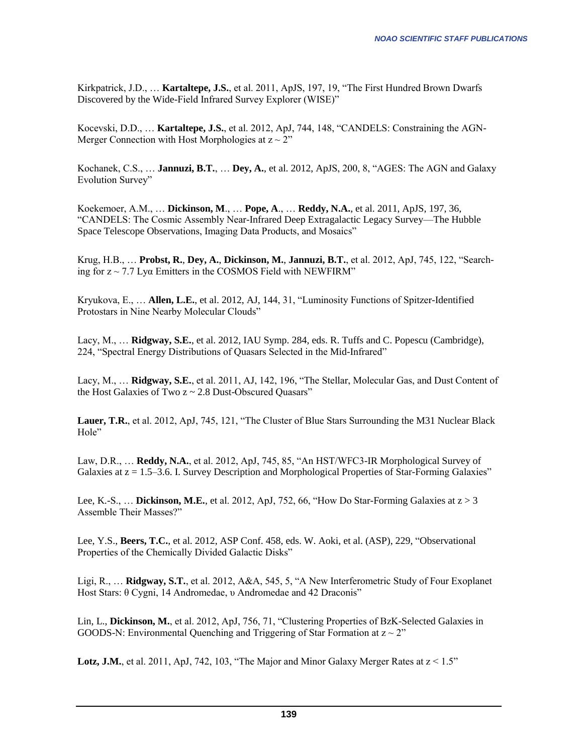Kirkpatrick, J.D., … **Kartaltepe, J.S.**, et al. 2011, ApJS, 197, 19, "The First Hundred Brown Dwarfs Discovered by the Wide-Field Infrared Survey Explorer (WISE)"

Kocevski, D.D., … **Kartaltepe, J.S.**, et al. 2012, ApJ, 744, 148, "CANDELS: Constraining the AGN-Merger Connection with Host Morphologies at $z \sim 2$"

Kochanek, C.S., … **Jannuzi, B.T.**, … **Dey, A.**, et al. 2012, ApJS, 200, 8, "AGES: The AGN and Galaxy Evolution Survey"

Koekemoer, A.M., … **Dickinson, M**., … **Pope, A**., … **Reddy, N.A.**, et al. 2011, ApJS, 197, 36, "CANDELS: The Cosmic Assembly Near-Infrared Deep Extragalactic Legacy Survey—The Hubble Space Telescope Observations, Imaging Data Products, and Mosaics"

Krug, H.B., … **Probst, R.**, **Dey, A.**, **Dickinson, M.**, **Jannuzi, B.T.**, et al. 2012, ApJ, 745, 122, "Searching for $z \sim 7.7$ Lyα Emitters in the COSMOS Field with NEWFIRM"

Kryukova, E., … **Allen, L.E.**, et al. 2012, AJ, 144, 31, "Luminosity Functions of Spitzer-Identified Protostars in Nine Nearby Molecular Clouds"

Lacy, M., … **Ridgway, S.E.**, et al. 2012, IAU Symp. 284, eds. R. Tuffs and C. Popescu (Cambridge), 224, "Spectral Energy Distributions of Quasars Selected in the Mid-Infrared"

Lacy, M., … **Ridgway, S.E.**, et al. 2011, AJ, 142, 196, "The Stellar, Molecular Gas, and Dust Content of the Host Galaxies of Two $z \sim 2.8$ Dust-Obscured Quasars"

**Lauer, T.R.**, et al. 2012, ApJ, 745, 121, "The Cluster of Blue Stars Surrounding the M31 Nuclear Black Hole"

Law, D.R., … **Reddy, N.A.**, et al. 2012, ApJ, 745, 85, "An HST/WFC3-IR Morphological Survey of Galaxies at $z = 1.5$–$3.6$. I. Survey Description and Morphological Properties of Star-Forming Galaxies"

Lee, K.-S., … **Dickinson, M.E.**, et al. 2012, ApJ, 752, 66, "How Do Star-Forming Galaxies at $z > 3$ Assemble Their Masses?"

Lee, Y.S., **Beers, T.C.**, et al. 2012, ASP Conf. 458, eds. W. Aoki, et al. (ASP), 229, "Observational Properties of the Chemically Divided Galactic Disks"

Ligi, R., … **Ridgway, S.T.**, et al. 2012, A&A, 545, 5, "A New Interferometric Study of Four Exoplanet Host Stars: θ Cygni, 14 Andromedae, υ Andromedae and 42 Draconis"

Lin, L., **Dickinson, M.**, et al. 2012, ApJ, 756, 71, "Clustering Properties of BzK-Selected Galaxies in GOODS-N: Environmental Quenching and Triggering of Star Formation at $z \sim 2$"

**Lotz, J.M.**, et al. 2011, ApJ, 742, 103, "The Major and Minor Galaxy Merger Rates at $z < 1.5$"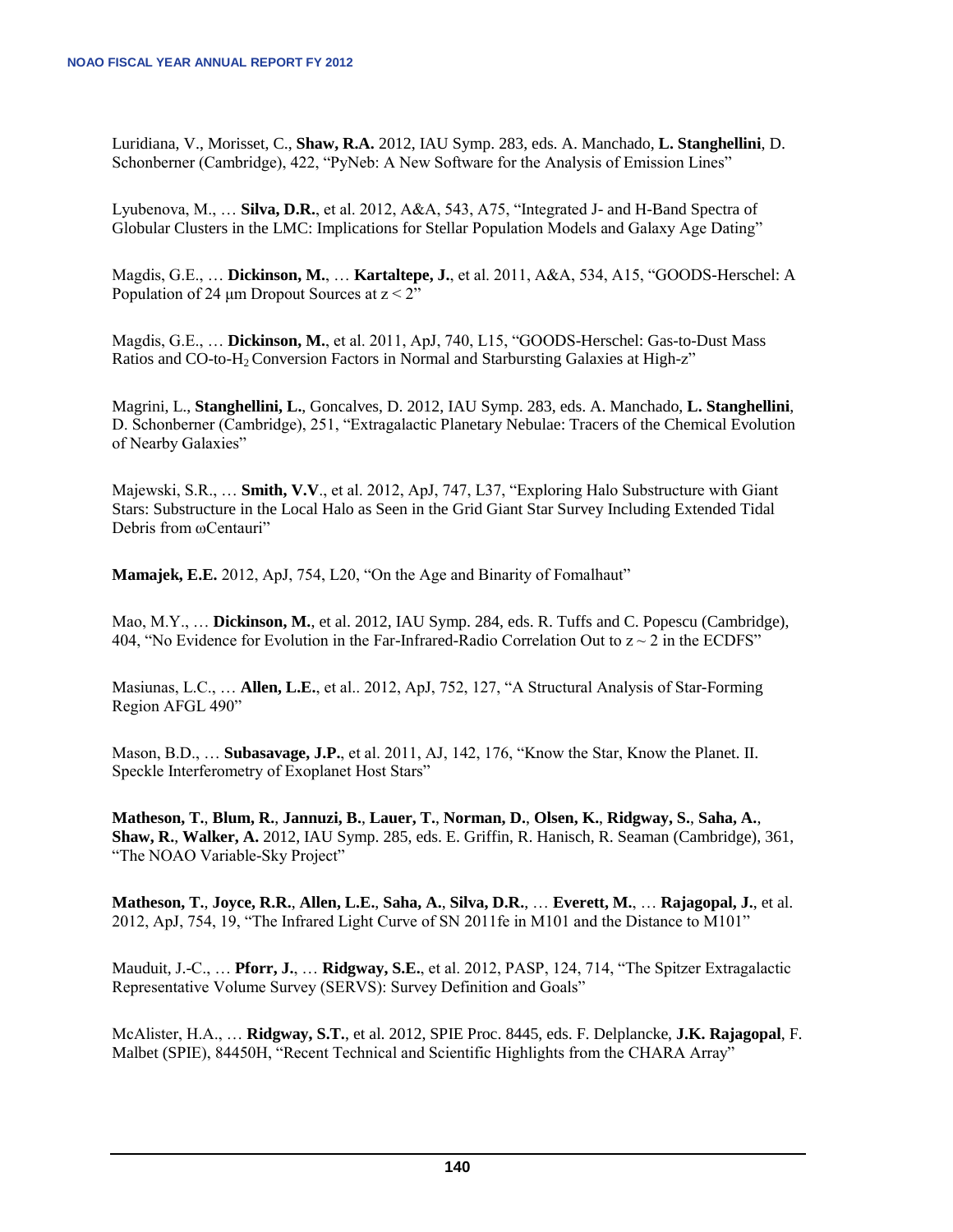Luridiana, V., Morisset, C., **Shaw, R.A.** 2012, IAU Symp. 283, eds. A. Manchado, **L. Stanghellini**, D. Schonberner (Cambridge), 422, "PyNeb: A New Software for the Analysis of Emission Lines"

Lyubenova, M., … **Silva, D.R.**, et al. 2012, A&A, 543, A75, "Integrated J- and H-Band Spectra of Globular Clusters in the LMC: Implications for Stellar Population Models and Galaxy Age Dating"

Magdis, G.E., … **Dickinson, M.**, … **Kartaltepe, J.**, et al. 2011, A&A, 534, A15, "GOODS-Herschel: A Population of 24 μm Dropout Sources at z < 2"

Magdis, G.E., … **Dickinson, M.**, et al. 2011, ApJ, 740, L15, "GOODS-Herschel: Gas-to-Dust Mass Ratios and CO-to-$H_2$ Conversion Factors in Normal and Starbursting Galaxies at High-z"

Magrini, L., **Stanghellini, L.**, Goncalves, D. 2012, IAU Symp. 283, eds. A. Manchado, **L. Stanghellini**, D. Schonberner (Cambridge), 251, "Extragalactic Planetary Nebulae: Tracers of the Chemical Evolution of Nearby Galaxies"

Majewski, S.R., … **Smith, V.V**., et al. 2012, ApJ, 747, L37, "Exploring Halo Substructure with Giant Stars: Substructure in the Local Halo as Seen in the Grid Giant Star Survey Including Extended Tidal Debris from ωCentauri"

**Mamajek, E.E.** 2012, ApJ, 754, L20, "On the Age and Binarity of Fomalhaut"

Mao, M.Y., … **Dickinson, M.**, et al. 2012, IAU Symp. 284, eds. R. Tuffs and C. Popescu (Cambridge), 404, "No Evidence for Evolution in the Far-Infrared-Radio Correlation Out to z ~ 2 in the ECDFS"

Masiunas, L.C., … **Allen, L.E.**, et al.. 2012, ApJ, 752, 127, "A Structural Analysis of Star-Forming Region AFGL 490"

Mason, B.D., … **Subasavage, J.P.**, et al. 2011, AJ, 142, 176, "Know the Star, Know the Planet. II. Speckle Interferometry of Exoplanet Host Stars"

**Matheson, T.**, **Blum, R.**, **Jannuzi, B.**, **Lauer, T.**, **Norman, D.**, **Olsen, K.**, **Ridgway, S.**, **Saha, A.**, **Shaw, R.**, **Walker, A.** 2012, IAU Symp. 285, eds. E. Griffin, R. Hanisch, R. Seaman (Cambridge), 361, "The NOAO Variable-Sky Project"

**Matheson, T.**, **Joyce, R.R.**, **Allen, L.E.**, **Saha, A.**, **Silva, D.R.**, … **Everett, M.**, … **Rajagopal, J.**, et al. 2012, ApJ, 754, 19, "The Infrared Light Curve of SN 2011fe in M101 and the Distance to M101"

Mauduit, J.-C., … **Pforr, J.**, … **Ridgway, S.E.**, et al. 2012, PASP, 124, 714, "The Spitzer Extragalactic Representative Volume Survey (SERVS): Survey Definition and Goals"

McAlister, H.A., … **Ridgway, S.T.**, et al. 2012, SPIE Proc. 8445, eds. F. Delplancke, **J.K. Rajagopal**, F. Malbet (SPIE), 84450H, "Recent Technical and Scientific Highlights from the CHARA Array"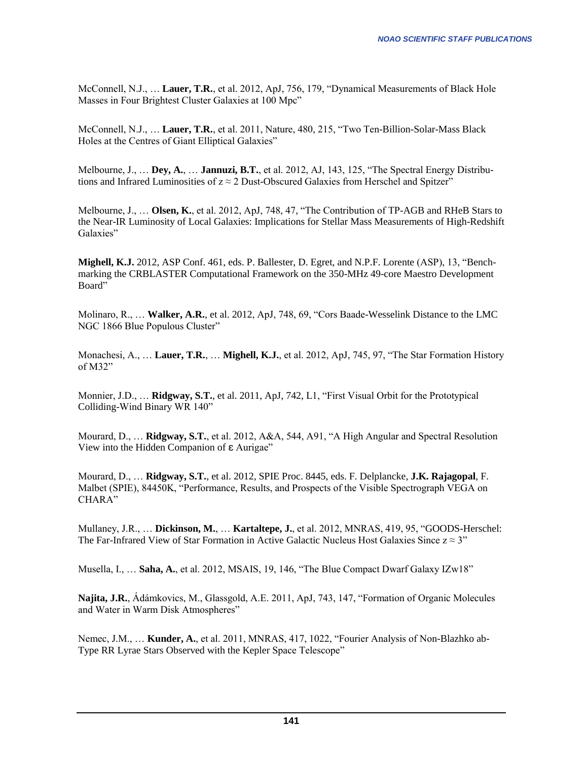McConnell, N.J., … **Lauer, T.R.**, et al. 2012, ApJ, 756, 179, "Dynamical Measurements of Black Hole Masses in Four Brightest Cluster Galaxies at 100 Mpc"

McConnell, N.J., … **Lauer, T.R.**, et al. 2011, Nature, 480, 215, "Two Ten-Billion-Solar-Mass Black Holes at the Centres of Giant Elliptical Galaxies"

Melbourne, J., … **Dey, A.**, … **Jannuzi, B.T.**, et al. 2012, AJ, 143, 125, "The Spectral Energy Distributions and Infrared Luminosities of $z \approx 2$ Dust-Obscured Galaxies from Herschel and Spitzer"

Melbourne, J., … **Olsen, K.**, et al. 2012, ApJ, 748, 47, "The Contribution of TP-AGB and RHeB Stars to the Near-IR Luminosity of Local Galaxies: Implications for Stellar Mass Measurements of High-Redshift Galaxies"

**Mighell, K.J.** 2012, ASP Conf. 461, eds. P. Ballester, D. Egret, and N.P.F. Lorente (ASP), 13, "Benchmarking the CRBLASTER Computational Framework on the 350-MHz 49-core Maestro Development Board"

Molinaro, R., … **Walker, A.R.**, et al. 2012, ApJ, 748, 69, "Cors Baade-Wesselink Distance to the LMC NGC 1866 Blue Populous Cluster"

Monachesi, A., … **Lauer, T.R.**, … **Mighell, K.J.**, et al. 2012, ApJ, 745, 97, "The Star Formation History of M32"

Monnier, J.D., … **Ridgway, S.T.**, et al. 2011, ApJ, 742, L1, "First Visual Orbit for the Prototypical Colliding-Wind Binary WR 140"

Mourard, D., … **Ridgway, S.T.**, et al. 2012, A&A, 544, A91, "A High Angular and Spectral Resolution View into the Hidden Companion of ε Aurigae"

Mourard, D., … **Ridgway, S.T.**, et al. 2012, SPIE Proc. 8445, eds. F. Delplancke, **J.K. Rajagopal**, F. Malbet (SPIE), 84450K, "Performance, Results, and Prospects of the Visible Spectrograph VEGA on CHARA"

Mullaney, J.R., … **Dickinson, M.**, … **Kartaltepe, J.**, et al. 2012, MNRAS, 419, 95, "GOODS-Herschel: The Far-Infrared View of Star Formation in Active Galactic Nucleus Host Galaxies Since $z \approx 3$"

Musella, I., … **Saha, A.**, et al. 2012, MSAIS, 19, 146, "The Blue Compact Dwarf Galaxy IZw18"

**Najita, J.R.**, Ádámkovics, M., Glassgold, A.E. 2011, ApJ, 743, 147, "Formation of Organic Molecules and Water in Warm Disk Atmospheres"

Nemec, J.M., … **Kunder, A.**, et al. 2011, MNRAS, 417, 1022, "Fourier Analysis of Non-Blazhko ab-Type RR Lyrae Stars Observed with the Kepler Space Telescope"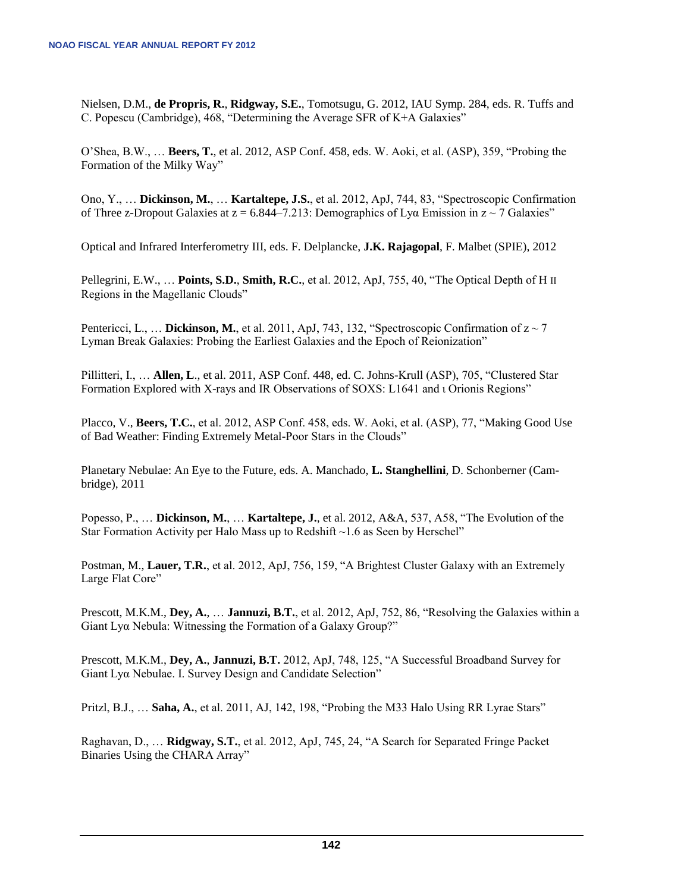Nielsen, D.M., **de Propris, R.**, **Ridgway, S.E.**, Tomotsugu, G. 2012, IAU Symp. 284, eds. R. Tuffs and C. Popescu (Cambridge), 468, “Determining the Average SFR of K+A Galaxies”

O’Shea, B.W., … **Beers, T.**, et al. 2012, ASP Conf. 458, eds. W. Aoki, et al. (ASP), 359, “Probing the Formation of the Milky Way”

Ono, Y., … **Dickinson, M.**, … **Kartaltepe, J.S.**, et al. 2012, ApJ, 744, 83, “Spectroscopic Confirmation of Three z-Dropout Galaxies at z = 6.844–7.213: Demographics of Lyα Emission in z ~ 7 Galaxies”

Optical and Infrared Interferometry III, eds. F. Delplancke, **J.K. Rajagopal**, F. Malbet (SPIE), 2012

Pellegrini, E.W., … **Points, S.D.**, **Smith, R.C.**, et al. 2012, ApJ, 755, 40, “The Optical Depth of H II Regions in the Magellanic Clouds”

Pentericci, L., … **Dickinson, M.**, et al. 2011, ApJ, 743, 132, “Spectroscopic Confirmation of z ~ 7 Lyman Break Galaxies: Probing the Earliest Galaxies and the Epoch of Reionization”

Pillitteri, I., … **Allen, L**., et al. 2011, ASP Conf. 448, ed. C. Johns-Krull (ASP), 705, “Clustered Star Formation Explored with X-rays and IR Observations of SOXS: L1641 and ι Orionis Regions”

Placco, V., **Beers, T.C.**, et al. 2012, ASP Conf. 458, eds. W. Aoki, et al. (ASP), 77, “Making Good Use of Bad Weather: Finding Extremely Metal-Poor Stars in the Clouds”

Planetary Nebulae: An Eye to the Future, eds. A. Manchado, **L. Stanghellini**, D. Schonberner (Cambridge), 2011

Popesso, P., … **Dickinson, M.**, … **Kartaltepe, J.**, et al. 2012, A&A, 537, A58, “The Evolution of the Star Formation Activity per Halo Mass up to Redshift ~1.6 as Seen by Herschel”

Postman, M., **Lauer, T.R.**, et al. 2012, ApJ, 756, 159, “A Brightest Cluster Galaxy with an Extremely Large Flat Core”

Prescott, M.K.M., **Dey, A.**, … **Jannuzi, B.T.**, et al. 2012, ApJ, 752, 86, “Resolving the Galaxies within a Giant Lyα Nebula: Witnessing the Formation of a Galaxy Group?”

Prescott, M.K.M., **Dey, A.**, **Jannuzi, B.T.** 2012, ApJ, 748, 125, “A Successful Broadband Survey for Giant Lyα Nebulae. I. Survey Design and Candidate Selection”

Pritzl, B.J., … **Saha, A.**, et al. 2011, AJ, 142, 198, “Probing the M33 Halo Using RR Lyrae Stars”

Raghavan, D., … **Ridgway, S.T.**, et al. 2012, ApJ, 745, 24, “A Search for Separated Fringe Packet Binaries Using the CHARA Array”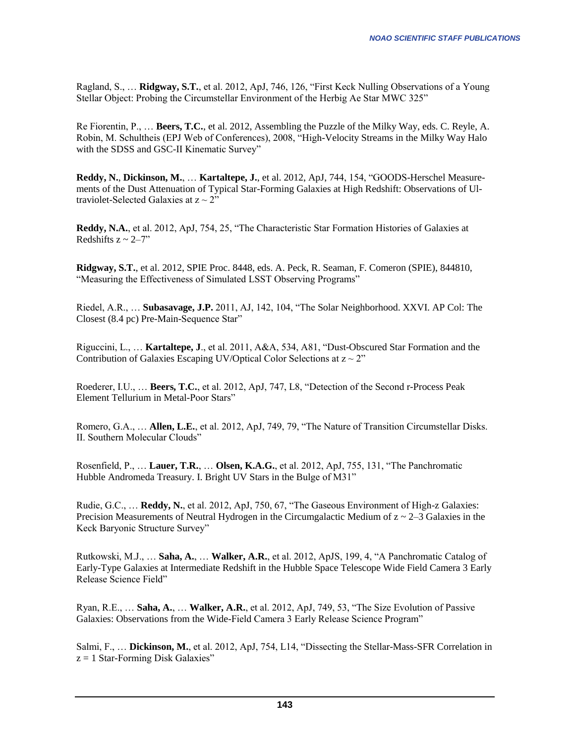Ragland, S., … **Ridgway, S.T.**, et al. 2012, ApJ, 746, 126, "First Keck Nulling Observations of a Young Stellar Object: Probing the Circumstellar Environment of the Herbig Ae Star MWC 325"

Re Fiorentin, P., … **Beers, T.C.**, et al. 2012, Assembling the Puzzle of the Milky Way, eds. C. Reyle, A. Robin, M. Schultheis (EPJ Web of Conferences), 2008, "High-Velocity Streams in the Milky Way Halo with the SDSS and GSC-II Kinematic Survey"

**Reddy, N.**, **Dickinson, M.**, … **Kartaltepe, J.**, et al. 2012, ApJ, 744, 154, "GOODS-Herschel Measurements of the Dust Attenuation of Typical Star-Forming Galaxies at High Redshift: Observations of Ultraviolet-Selected Galaxies at $z \sim 2$"

**Reddy, N.A.**, et al. 2012, ApJ, 754, 25, "The Characteristic Star Formation Histories of Galaxies at Redshifts $z \sim 2$–7"

**Ridgway, S.T.**, et al. 2012, SPIE Proc. 8448, eds. A. Peck, R. Seaman, F. Comeron (SPIE), 844810, "Measuring the Effectiveness of Simulated LSST Observing Programs"

Riedel, A.R., … **Subasavage, J.P.** 2011, AJ, 142, 104, "The Solar Neighborhood. XXVI. AP Col: The Closest (8.4 pc) Pre-Main-Sequence Star"

Riguccini, L., … **Kartaltepe, J**., et al. 2011, A&A, 534, A81, "Dust-Obscured Star Formation and the Contribution of Galaxies Escaping UV/Optical Color Selections at $z \sim 2$"

Roederer, I.U., … **Beers, T.C.**, et al. 2012, ApJ, 747, L8, "Detection of the Second r-Process Peak Element Tellurium in Metal-Poor Stars"

Romero, G.A., … **Allen, L.E.**, et al. 2012, ApJ, 749, 79, "The Nature of Transition Circumstellar Disks. II. Southern Molecular Clouds"

Rosenfield, P., … **Lauer, T.R.**, … **Olsen, K.A.G.**, et al. 2012, ApJ, 755, 131, "The Panchromatic Hubble Andromeda Treasury. I. Bright UV Stars in the Bulge of M31"

Rudie, G.C., … **Reddy, N.**, et al. 2012, ApJ, 750, 67, "The Gaseous Environment of High-z Galaxies: Precision Measurements of Neutral Hydrogen in the Circumgalactic Medium of $z \sim 2$–3 Galaxies in the Keck Baryonic Structure Survey"

Rutkowski, M.J., … **Saha, A.**, … **Walker, A.R.**, et al. 2012, ApJS, 199, 4, "A Panchromatic Catalog of Early-Type Galaxies at Intermediate Redshift in the Hubble Space Telescope Wide Field Camera 3 Early Release Science Field"

Ryan, R.E., … **Saha, A.**, … **Walker, A.R.**, et al. 2012, ApJ, 749, 53, "The Size Evolution of Passive Galaxies: Observations from the Wide-Field Camera 3 Early Release Science Program"

Salmi, F., … **Dickinson, M.**, et al. 2012, ApJ, 754, L14, "Dissecting the Stellar-Mass-SFR Correlation in $z = 1$ Star-Forming Disk Galaxies"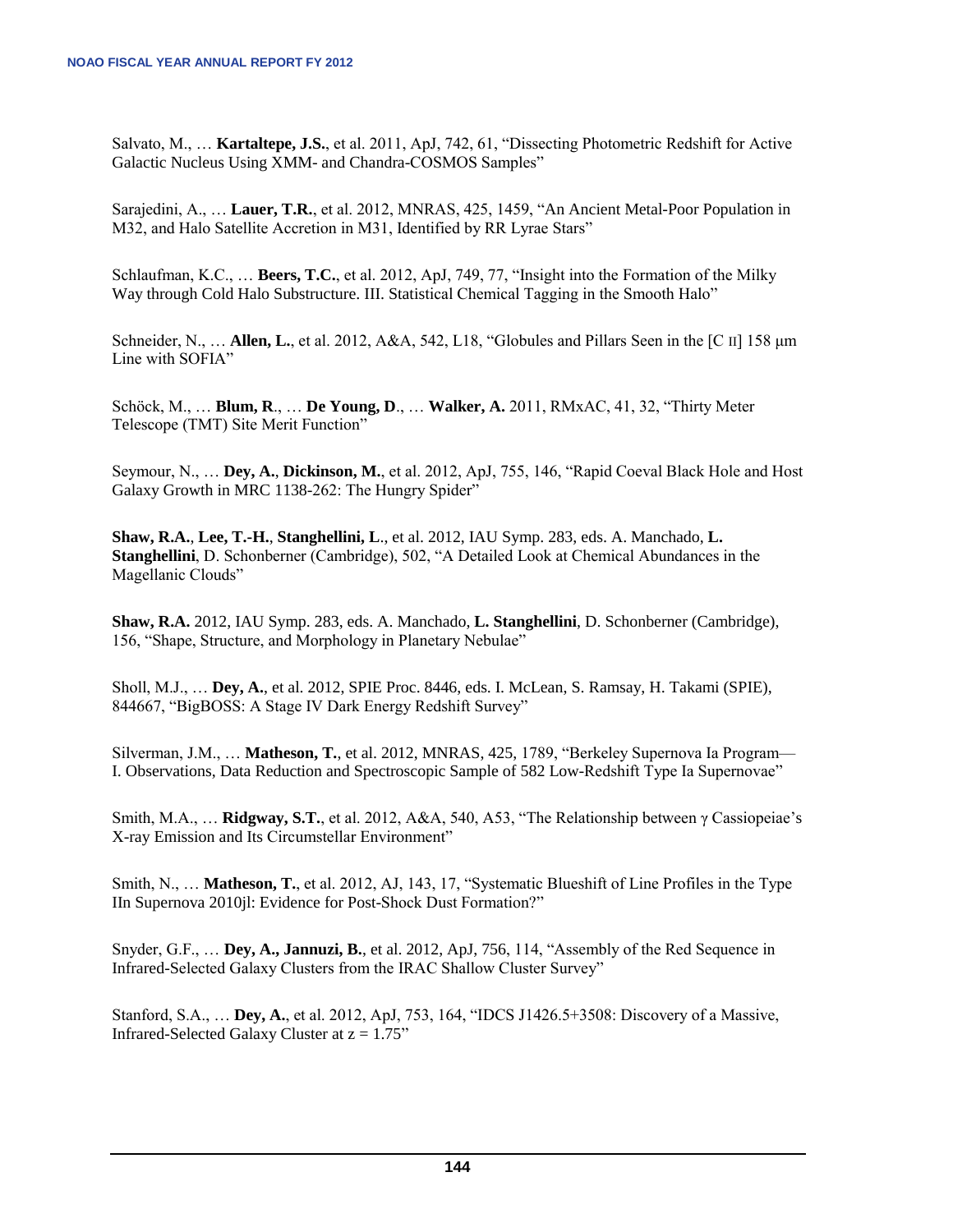Salvato, M., … **Kartaltepe, J.S.**, et al. 2011, ApJ, 742, 61, "Dissecting Photometric Redshift for Active Galactic Nucleus Using XMM- and Chandra-COSMOS Samples"

Sarajedini, A., … **Lauer, T.R.**, et al. 2012, MNRAS, 425, 1459, "An Ancient Metal-Poor Population in M32, and Halo Satellite Accretion in M31, Identified by RR Lyrae Stars"

Schlaufman, K.C., … **Beers, T.C.**, et al. 2012, ApJ, 749, 77, "Insight into the Formation of the Milky Way through Cold Halo Substructure. III. Statistical Chemical Tagging in the Smooth Halo"

Schneider, N., … **Allen, L.**, et al. 2012, A&A, 542, L18, "Globules and Pillars Seen in the [C II] 158 μm Line with SOFIA"

Schöck, M., … **Blum, R**., … **De Young, D**., … **Walker, A.** 2011, RMxAC, 41, 32, "Thirty Meter Telescope (TMT) Site Merit Function"

Seymour, N., … **Dey, A.**, **Dickinson, M.**, et al. 2012, ApJ, 755, 146, "Rapid Coeval Black Hole and Host Galaxy Growth in MRC 1138-262: The Hungry Spider"

**Shaw, R.A.**, **Lee, T.-H.**, **Stanghellini, L**., et al. 2012, IAU Symp. 283, eds. A. Manchado, **L. Stanghellini**, D. Schonberner (Cambridge), 502, "A Detailed Look at Chemical Abundances in the Magellanic Clouds"

**Shaw, R.A.** 2012, IAU Symp. 283, eds. A. Manchado, **L. Stanghellini**, D. Schonberner (Cambridge), 156, "Shape, Structure, and Morphology in Planetary Nebulae"

Sholl, M.J., … **Dey, A.**, et al. 2012, SPIE Proc. 8446, eds. I. McLean, S. Ramsay, H. Takami (SPIE), 844667, "BigBOSS: A Stage IV Dark Energy Redshift Survey"

Silverman, J.M., … **Matheson, T.**, et al. 2012, MNRAS, 425, 1789, "Berkeley Supernova Ia Program—I. Observations, Data Reduction and Spectroscopic Sample of 582 Low-Redshift Type Ia Supernovae"

Smith, M.A., … **Ridgway, S.T.**, et al. 2012, A&A, 540, A53, "The Relationship between γ Cassiopeiae's X-ray Emission and Its Circumstellar Environment"

Smith, N., … **Matheson, T.**, et al. 2012, AJ, 143, 17, "Systematic Blueshift of Line Profiles in the Type IIn Supernova 2010jl: Evidence for Post-Shock Dust Formation?"

Snyder, G.F., … **Dey, A., Jannuzi, B.**, et al. 2012, ApJ, 756, 114, "Assembly of the Red Sequence in Infrared-Selected Galaxy Clusters from the IRAC Shallow Cluster Survey"

Stanford, S.A., … **Dey, A.**, et al. 2012, ApJ, 753, 164, "IDCS J1426.5+3508: Discovery of a Massive, Infrared-Selected Galaxy Cluster at z = 1.75"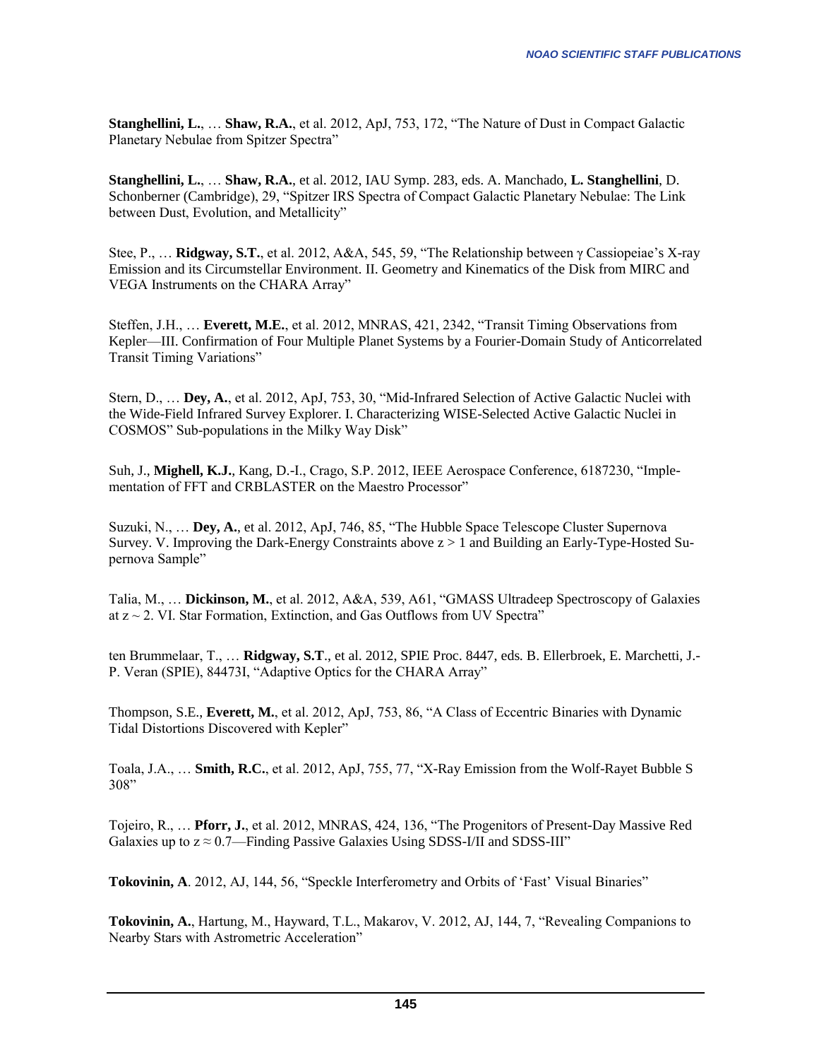**Stanghellini, L.**, … **Shaw, R.A.**, et al. 2012, ApJ, 753, 172, “The Nature of Dust in Compact Galactic Planetary Nebulae from Spitzer Spectra”

**Stanghellini, L.**, … **Shaw, R.A.**, et al. 2012, IAU Symp. 283, eds. A. Manchado, **L. Stanghellini**, D. Schonberner (Cambridge), 29, “Spitzer IRS Spectra of Compact Galactic Planetary Nebulae: The Link between Dust, Evolution, and Metallicity”

Stee, P., … **Ridgway, S.T.**, et al. 2012, A&A, 545, 59, “The Relationship between γ Cassiopeiae’s X-ray Emission and its Circumstellar Environment. II. Geometry and Kinematics of the Disk from MIRC and VEGA Instruments on the CHARA Array”

Steffen, J.H., … **Everett, M.E.**, et al. 2012, MNRAS, 421, 2342, “Transit Timing Observations from Kepler—III. Confirmation of Four Multiple Planet Systems by a Fourier-Domain Study of Anticorrelated Transit Timing Variations”

Stern, D., … **Dey, A.**, et al. 2012, ApJ, 753, 30, “Mid-Infrared Selection of Active Galactic Nuclei with the Wide-Field Infrared Survey Explorer. I. Characterizing WISE-Selected Active Galactic Nuclei in COSMOS” Sub-populations in the Milky Way Disk”

Suh, J., **Mighell, K.J.**, Kang, D.-I., Crago, S.P. 2012, IEEE Aerospace Conference, 6187230, “Implementation of FFT and CRBLASTER on the Maestro Processor”

Suzuki, N., … **Dey, A.**, et al. 2012, ApJ, 746, 85, “The Hubble Space Telescope Cluster Supernova Survey. V. Improving the Dark-Energy Constraints above $z > 1$ and Building an Early-Type-Hosted Supernova Sample”

Talia, M., … **Dickinson, M.**, et al. 2012, A&A, 539, A61, “GMASS Ultradeep Spectroscopy of Galaxies at $z \sim 2$. VI. Star Formation, Extinction, and Gas Outflows from UV Spectra”

ten Brummelaar, T., … **Ridgway, S.T.**, et al. 2012, SPIE Proc. 8447, eds. B. Ellerbroek, E. Marchetti, J.-P. Veran (SPIE), 84473I, “Adaptive Optics for the CHARA Array”

Thompson, S.E., **Everett, M.**, et al. 2012, ApJ, 753, 86, “A Class of Eccentric Binaries with Dynamic Tidal Distortions Discovered with Kepler”

Toala, J.A., … **Smith, R.C.**, et al. 2012, ApJ, 755, 77, “X-Ray Emission from the Wolf-Rayet Bubble S 308”

Tojeiro, R., … **Pforr, J.**, et al. 2012, MNRAS, 424, 136, “The Progenitors of Present-Day Massive Red Galaxies up to $z \approx 0.7$—Finding Passive Galaxies Using SDSS-I/II and SDSS-III”

**Tokovinin, A**. 2012, AJ, 144, 56, “Speckle Interferometry and Orbits of ‘Fast’ Visual Binaries”

**Tokovinin, A.**, Hartung, M., Hayward, T.L., Makarov, V. 2012, AJ, 144, 7, “Revealing Companions to Nearby Stars with Astrometric Acceleration”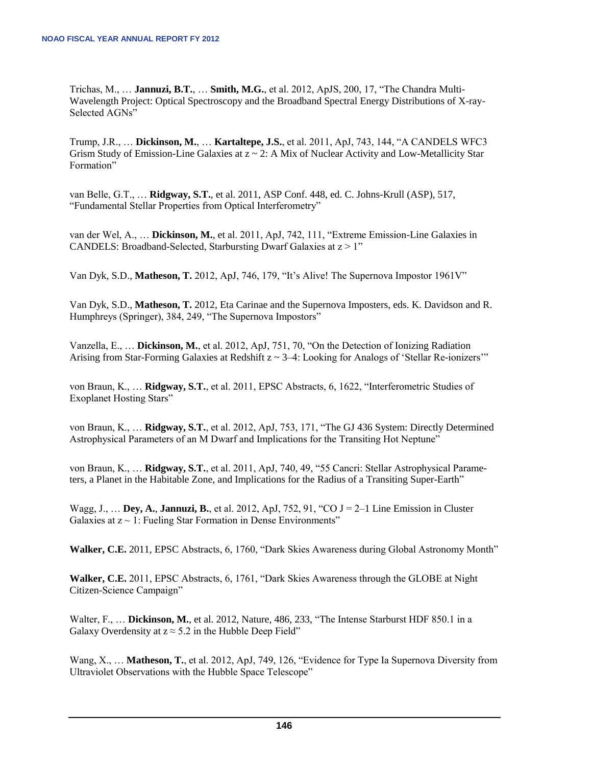Trichas, M., … **Jannuzi, B.T.**, … **Smith, M.G.**, et al. 2012, ApJS, 200, 17, "The Chandra Multi-Wavelength Project: Optical Spectroscopy and the Broadband Spectral Energy Distributions of X-ray-Selected AGNs"

Trump, J.R., … **Dickinson, M.**, … **Kartaltepe, J.S.**, et al. 2011, ApJ, 743, 144, "A CANDELS WFC3 Grism Study of Emission-Line Galaxies at $z \sim 2$: A Mix of Nuclear Activity and Low-Metallicity Star Formation"

van Belle, G.T., … **Ridgway, S.T.**, et al. 2011, ASP Conf. 448, ed. C. Johns-Krull (ASP), 517, "Fundamental Stellar Properties from Optical Interferometry"

van der Wel, A., … **Dickinson, M.**, et al. 2011, ApJ, 742, 111, "Extreme Emission-Line Galaxies in CANDELS: Broadband-Selected, Starbursting Dwarf Galaxies at $z > 1$"

Van Dyk, S.D., **Matheson, T.** 2012, ApJ, 746, 179, "It's Alive! The Supernova Impostor 1961V"

Van Dyk, S.D., **Matheson, T.** 2012, Eta Carinae and the Supernova Imposters, eds. K. Davidson and R. Humphreys (Springer), 384, 249, "The Supernova Impostors"

Vanzella, E., … **Dickinson, M.**, et al. 2012, ApJ, 751, 70, "On the Detection of Ionizing Radiation Arising from Star-Forming Galaxies at Redshift $z \sim 3$–4: Looking for Analogs of 'Stellar Re-ionizers'"

von Braun, K., … **Ridgway, S.T.**, et al. 2011, EPSC Abstracts, 6, 1622, "Interferometric Studies of Exoplanet Hosting Stars"

von Braun, K., … **Ridgway, S.T.**, et al. 2012, ApJ, 753, 171, "The GJ 436 System: Directly Determined Astrophysical Parameters of an M Dwarf and Implications for the Transiting Hot Neptune"

von Braun, K., … **Ridgway, S.T.**, et al. 2011, ApJ, 740, 49, "55 Cancri: Stellar Astrophysical Parameters, a Planet in the Habitable Zone, and Implications for the Radius of a Transiting Super-Earth"

Wagg, J., … **Dey, A.**, **Jannuzi, B.**, et al. 2012, ApJ, 752, 91, "CO J = 2–1 Line Emission in Cluster Galaxies at $z \sim 1$: Fueling Star Formation in Dense Environments"

**Walker, C.E.** 2011, EPSC Abstracts, 6, 1760, "Dark Skies Awareness during Global Astronomy Month"

**Walker, C.E.** 2011, EPSC Abstracts, 6, 1761, "Dark Skies Awareness through the GLOBE at Night Citizen-Science Campaign"

Walter, F., … **Dickinson, M.**, et al. 2012, Nature, 486, 233, "The Intense Starburst HDF 850.1 in a Galaxy Overdensity at $z \approx 5.2$ in the Hubble Deep Field"

Wang, X., … **Matheson, T.**, et al. 2012, ApJ, 749, 126, "Evidence for Type Ia Supernova Diversity from Ultraviolet Observations with the Hubble Space Telescope"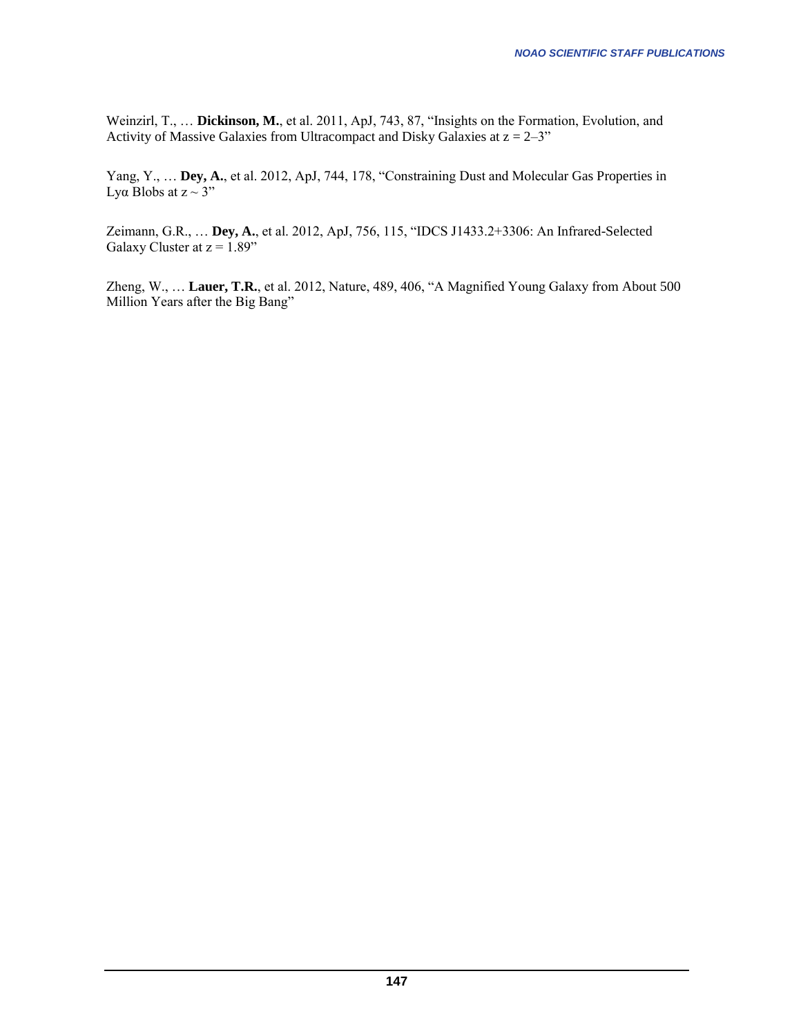Weinzirl, T., … **Dickinson, M.**, et al. 2011, ApJ, 743, 87, "Insights on the Formation, Evolution, and Activity of Massive Galaxies from Ultracompact and Disky Galaxies at $z = 2–3$"

Yang, Y., … **Dey, A.**, et al. 2012, ApJ, 744, 178, "Constraining Dust and Molecular Gas Properties in Lyα Blobs at $z \sim 3$"

Zeimann, G.R., … **Dey, A.**, et al. 2012, ApJ, 756, 115, "IDCS J1433.2+3306: An Infrared-Selected Galaxy Cluster at $z = 1.89$"

Zheng, W., … **Lauer, T.R.**, et al. 2012, Nature, 489, 406, "A Magnified Young Galaxy from About 500 Million Years after the Big Bang"